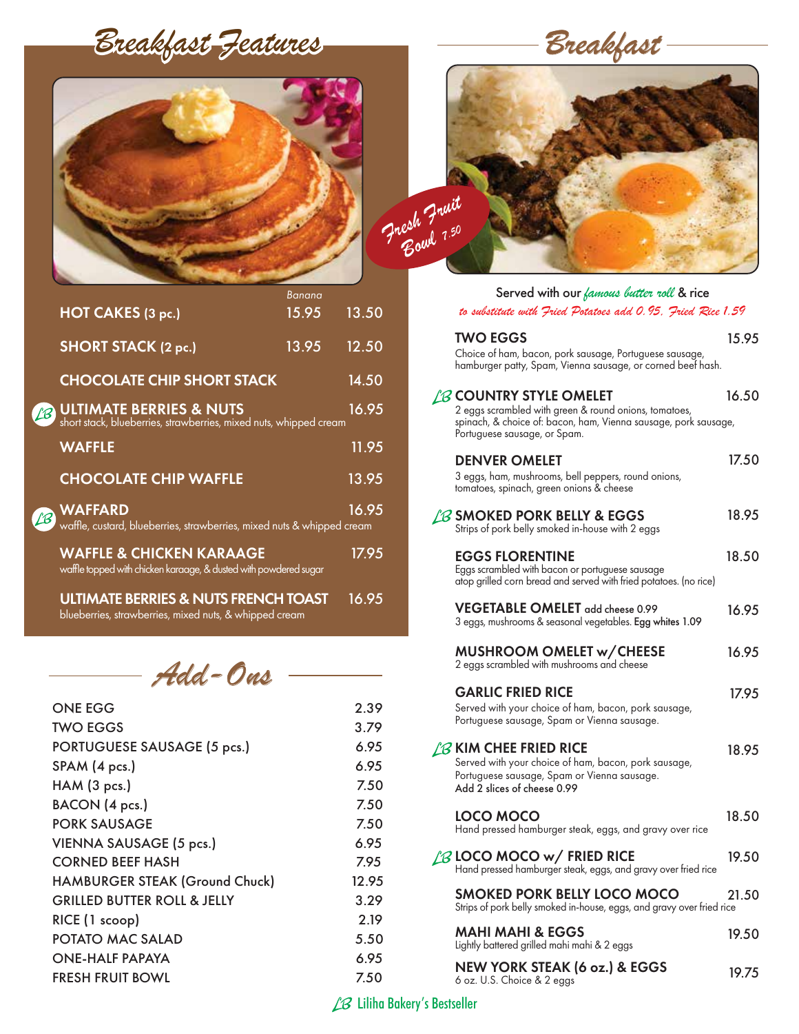# Breakfast Features

| | Banana | |
|---|---|---|
| **HOT CAKES (3 pc.)** | 15.95 | 13.50 |
| **SHORT STACK (2 pc.)** | 13.95 | 12.50 |
| **CHOCOLATE CHIP SHORT STACK** | | 14.50 |
| **LB ULTIMATE BERRIES & NUTS** short stack, blueberries, strawberries, mixed nuts, whipped cream | | 16.95 |
| **WAFFLE** | | 11.95 |
| **CHOCOLATE CHIP WAFFLE** | | 13.95 |
| **LB WAFFARD** waffle, custard, blueberries, strawberries, mixed nuts & whipped cream | | 16.95 |
| **WAFFLE & CHICKEN KARAAGE** waffle topped with chicken karaage, & dusted with powdered sugar | | 17.95 |
| **ULTIMATE BERRIES & NUTS FRENCH TOAST** blueberries, strawberries, mixed nuts, & whipped cream | | 16.95 |

*Fresh Fruit Bowl 7.50*

# Add-Ons

| Item | Price |
|---|---|
| ONE EGG | 2.39 |
| TWO EGGS | 3.79 |
| PORTUGUESE SAUSAGE (5 pcs.) | 6.95 |
| SPAM (4 pcs.) | 6.95 |
| HAM (3 pcs.) | 7.50 |
| BACON (4 pcs.) | 7.50 |
| PORK SAUSAGE | 7.50 |
| VIENNA SAUSAGE (5 pcs.) | 6.95 |
| CORNED BEEF HASH | 7.95 |
| HAMBURGER STEAK (Ground Chuck) | 12.95 |
| GRILLED BUTTER ROLL & JELLY | 3.29 |
| RICE (1 scoop) | 2.19 |
| POTATO MAC SALAD | 5.50 |
| ONE-HALF PAPAYA | 6.95 |
| FRESH FRUIT BOWL | 7.50 |

# Breakfast

Served with our *famous butter roll* & rice

*to substitute with Fried Potatoes add 0.95. Fried Rice 1.59*

**TWO EGGS** — 15.95
Choice of ham, bacon, pork sausage, Portuguese sausage, hamburger patty, Spam, Vienna sausage, or corned beef hash.

**LB COUNTRY STYLE OMELET** — 16.50
2 eggs scrambled with green & round onions, tomatoes, spinach, & choice of: bacon, ham, Vienna sausage, pork sausage, Portuguese sausage, or Spam.

**DENVER OMELET** — 17.50
3 eggs, ham, mushrooms, bell peppers, round onions, tomatoes, spinach, green onions & cheese

**LB SMOKED PORK BELLY & EGGS** — 18.95
Strips of pork belly smoked in-house with 2 eggs

**EGGS FLORENTINE** — 18.50
Eggs scrambled with bacon or portuguese sausage atop grilled corn bread and served with fried potatoes. (no rice)

**VEGETABLE OMELET** add cheese 0.99 — 16.95
3 eggs, mushrooms & seasonal vegetables. **Egg whites** 1.09

**MUSHROOM OMELET w/CHEESE** — 16.95
2 eggs scrambled with mushrooms and cheese

**GARLIC FRIED RICE** — 17.95
Served with your choice of ham, bacon, pork sausage, Portuguese sausage, Spam or Vienna sausage.

**LB KIM CHEE FRIED RICE** — 18.95
Served with your choice of ham, bacon, pork sausage, Portuguese sausage, Spam or Vienna sausage.
Add 2 slices of cheese 0.99

**LOCO MOCO** — 18.50
Hand pressed hamburger steak, eggs, and gravy over rice

**LB LOCO MOCO w/ FRIED RICE** — 19.50
Hand pressed hamburger steak, eggs, and gravy over fried rice

**SMOKED PORK BELLY LOCO MOCO** — 21.50
Strips of pork belly smoked in-house, eggs, and gravy over fried rice

**MAHI MAHI & EGGS** — 19.50
Lightly battered grilled mahi mahi & 2 eggs

**NEW YORK STEAK (6 oz.) & EGGS** — 19.75
6 oz. U.S. Choice & 2 eggs

LB Liliha Bakery's Bestseller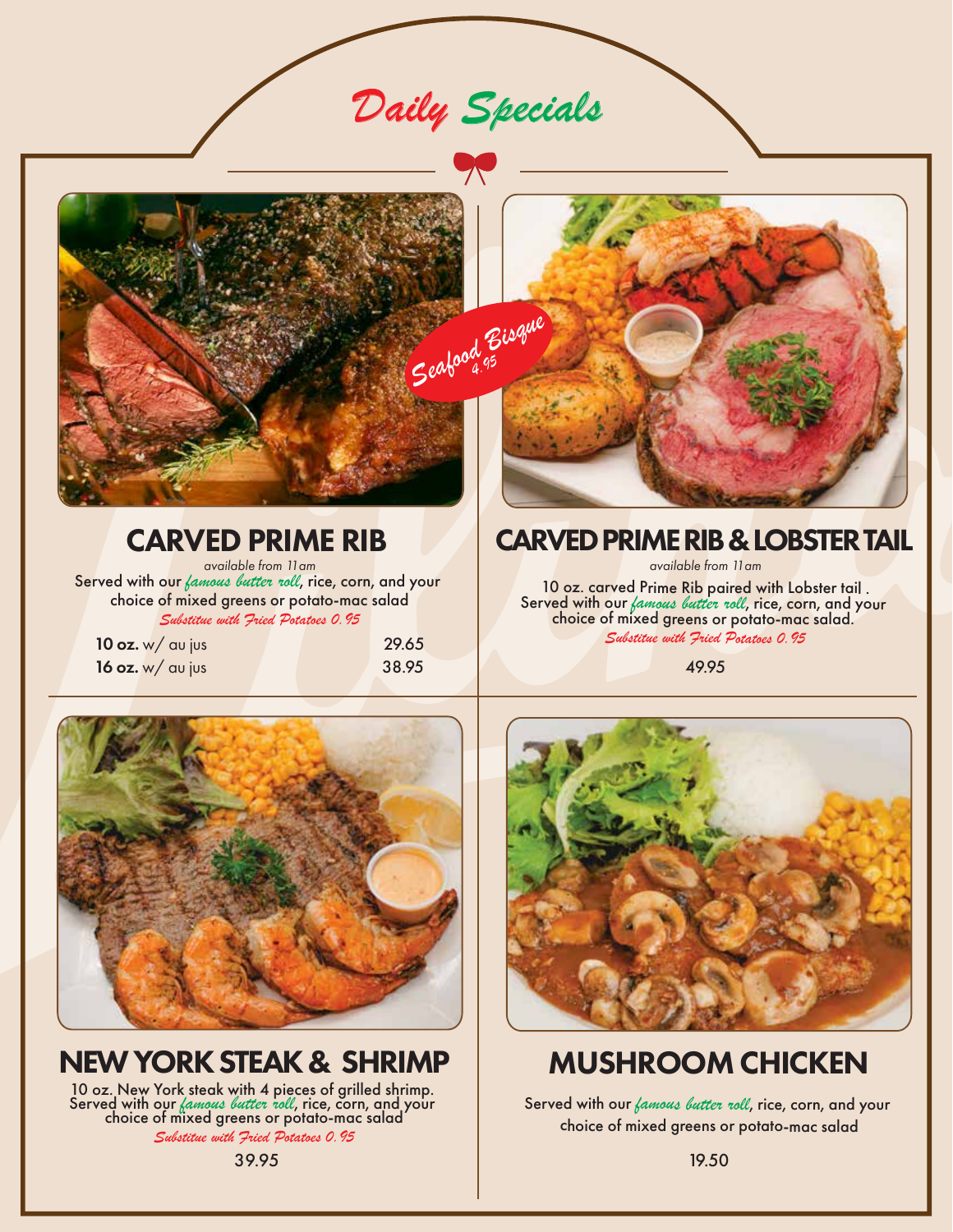# Daily Specials

Seafood Bisque 4.95

## CARVED PRIME RIB

*available from 11am*

Served with our *famous butter roll*, rice, corn, and your choice of mixed greens or potato-mac salad

*Substitue with Fried Potatoes 0.95*

| | |
|---|---|
| **10 oz.** w/ au jus | 29.65 |
| **16 oz.** w/ au jus | 38.95 |

## CARVED PRIME RIB & LOBSTER TAIL

*available from 11am*

10 oz. carved Prime Rib paired with Lobster tail . Served with our *famous butter roll*, rice, corn, and your choice of mixed greens or potato-mac salad.

*Substitue with Fried Potatoes 0.95*

49.95

## NEW YORK STEAK & SHRIMP

10 oz. New York steak with 4 pieces of grilled shrimp. Served with our *famous butter roll*, rice, corn, and your choice of mixed greens or potato-mac salad

*Substitue with Fried Potatoes 0.95*

39.95

## MUSHROOM CHICKEN

Served with our *famous butter roll*, rice, corn, and your choice of mixed greens or potato-mac salad

19.50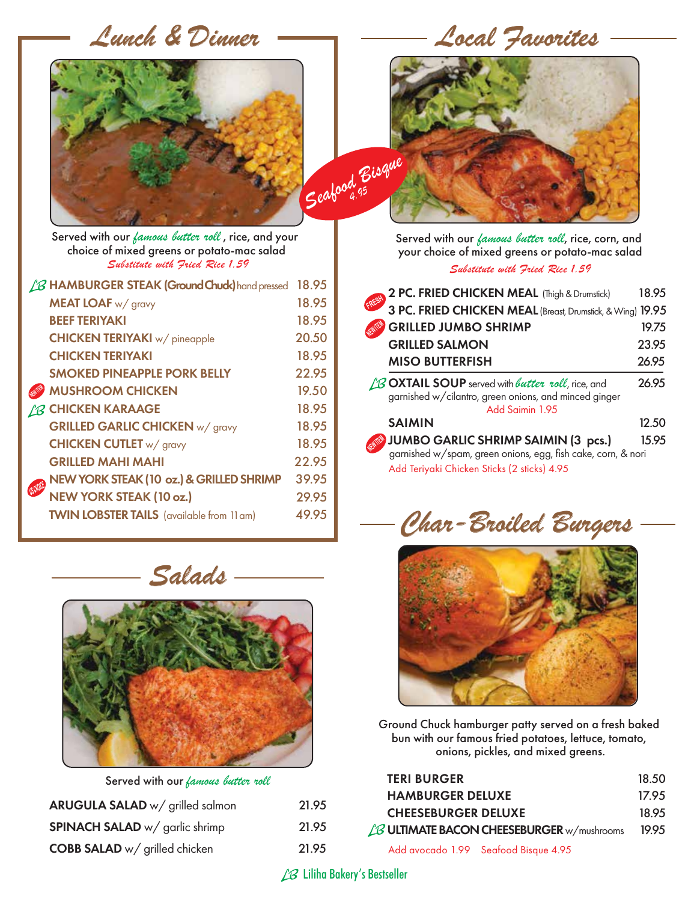## Lunch & Dinner

Served with our *famous butter roll*, rice, and your choice of mixed greens or potato-mac salad

*Substitute with Fried Rice 1.59*

| Item | Price |
|---|---|
| LB **HAMBURGER STEAK (Ground Chuck)** hand pressed | 18.95 |
| **MEAT LOAF** w/ gravy | 18.95 |
| **BEEF TERIYAKI** | 18.95 |
| **CHICKEN TERIYAKI** w/ pineapple | 20.50 |
| **CHICKEN TERIYAKI** | 18.95 |
| **SMOKED PINEAPPLE PORK BELLY** | 22.95 |
| NEW ITEM **MUSHROOM CHICKEN** | 19.50 |
| LB **CHICKEN KARAAGE** | 18.95 |
| **GRILLED GARLIC CHICKEN** w/ gravy | 18.95 |
| **CHICKEN CUTLET** w/ gravy | 18.95 |
| **GRILLED MAHI MAHI** | 22.95 |
| US CHOICE **NEW YORK STEAK (10 oz.) & GRILLED SHRIMP** | 39.95 |
| **NEW YORK STEAK (10 oz.)** | 29.95 |
| **TWIN LOBSTER TAILS** (available from 11am) | 49.95 |

*Seafood Bisque 4.95*

## Local Favorites

Served with our *famous butter roll*, rice, corn, and your choice of mixed greens or potato-mac salad

*Substitute with Fried Rice 1.59*

| Item | Price |
|---|---|
| FRESH **2 PC. FRIED CHICKEN MEAL** (Thigh & Drumstick) | 18.95 |
| **3 PC. FRIED CHICKEN MEAL** (Breast, Drumstick, & Wing) | 19.95 |
| NEW ITEM **GRILLED JUMBO SHRIMP** | 19.75 |
| **GRILLED SALMON** | 23.95 |
| **MISO BUTTERFISH** | 26.95 |
| LB **OXTAIL SOUP** served with *butter roll*, rice, and garnished w/cilantro, green onions, and minced ginger — Add Saimin 1.95 | 26.95 |
| **SAIMIN** | 12.50 |
| NEW ITEM **JUMBO GARLIC SHRIMP SAIMIN (3 pcs.)** garnished w/spam, green onions, egg, fish cake, corn, & nori | 15.95 |

Add Teriyaki Chicken Sticks (2 sticks) 4.95

## Salads

Served with our *famous butter roll*

| Item | Price |
|---|---|
| **ARUGULA SALAD** w/ grilled salmon | 21.95 |
| **SPINACH SALAD** w/ garlic shrimp | 21.95 |
| **COBB SALAD** w/ grilled chicken | 21.95 |

## Char-Broiled Burgers

Ground Chuck hamburger patty served on a fresh baked bun with our famous fried potatoes, lettuce, tomato, onions, pickles, and mixed greens.

| Item | Price |
|---|---|
| **TERI BURGER** | 18.50 |
| **HAMBURGER DELUXE** | 17.95 |
| **CHEESEBURGER DELUXE** | 18.95 |
| LB **ULTIMATE BACON CHEESEBURGER** w/mushrooms | 19.95 |

Add avocado 1.99 Seafood Bisque 4.95

LB Liliha Bakery's Bestseller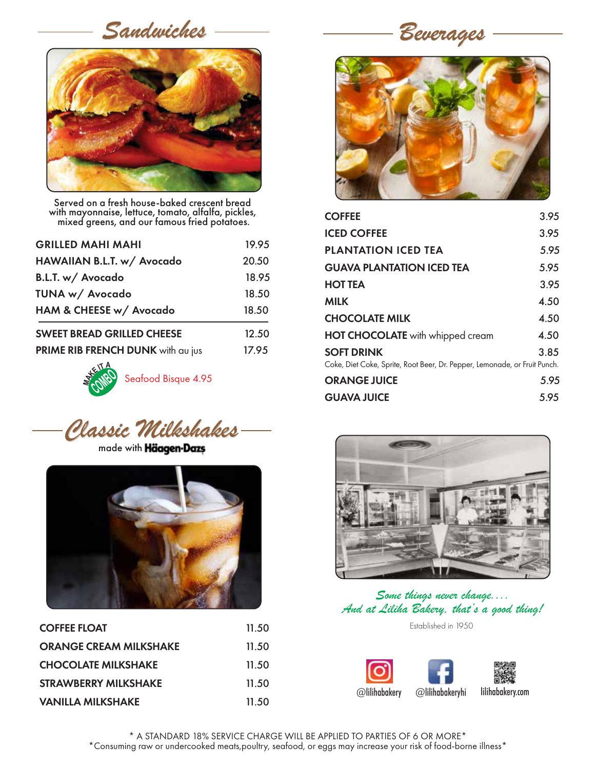## Sandwiches

Served on a fresh house-baked crescent bread with mayonnaise, lettuce, tomato, alfalfa, pickles, mixed greens, and our famous fried potatoes.

| Item | Price |
|---|---|
| GRILLED MAHI MAHI | 19.95 |
| HAWAIIAN B.L.T. w/ Avocado | 20.50 |
| B.L.T. w/ Avocado | 18.95 |
| TUNA w/ Avocado | 18.50 |
| HAM & CHEESE w/ Avocado | 18.50 |
| SWEET BREAD GRILLED CHEESE | 12.50 |
| PRIME RIB FRENCH DUNK with au jus | 17.95 |

MAKE IT A COMBO — Seafood Bisque 4.95

## Classic Milkshakes

made with Häagen-Dazs

| Item | Price |
|---|---|
| COFFEE FLOAT | 11.50 |
| ORANGE CREAM MILKSHAKE | 11.50 |
| CHOCOLATE MILKSHAKE | 11.50 |
| STRAWBERRY MILKSHAKE | 11.50 |
| VANILLA MILKSHAKE | 11.50 |

## Beverages

| Item | Price |
|---|---|
| COFFEE | 3.95 |
| ICED COFFEE | 3.95 |
| PLANTATION ICED TEA | 5.95 |
| GUAVA PLANTATION ICED TEA | 5.95 |
| HOT TEA | 3.95 |
| MILK | 4.50 |
| CHOCOLATE MILK | 4.50 |
| HOT CHOCOLATE with whipped cream | 4.50 |
| SOFT DRINK | 3.85 |
| ORANGE JUICE | 5.95 |
| GUAVA JUICE | 5.95 |

Soft drinks: Coke, Diet Coke, Sprite, Root Beer, Dr. Pepper, Lemonade, or Fruit Punch.

*Some things never change....*
*And at Liliha Bakery, that's a good thing!*

Established in 1950

@lilihabakery | @lilihabakeryhi | lilihabakery.com

\* A STANDARD 18% SERVICE CHARGE WILL BE APPLIED TO PARTIES OF 6 OR MORE*

*Consuming raw or undercooked meats,poultry, seafood, or eggs may increase your risk of food-borne illness*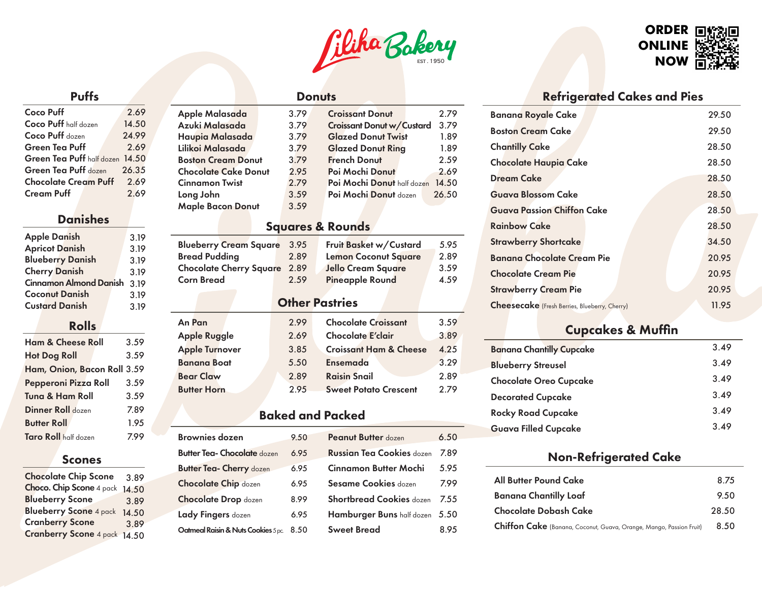# Liliha Bakery

EST. 1950

ORDER ONLINE NOW

## Puffs

| | |
|---|---|
| Coco Puff | 2.69 |
| Coco Puff half dozen | 14.50 |
| Coco Puff dozen | 24.99 |
| Green Tea Puff | 2.69 |
| Green Tea Puff half dozen | 14.50 |
| Green Tea Puff dozen | 26.35 |
| Chocolate Cream Puff | 2.69 |
| Cream Puff | 2.69 |

## Danishes

| | |
|---|---|
| Apple Danish | 3.19 |
| Apricot Danish | 3.19 |
| Blueberry Danish | 3.19 |
| Cherry Danish | 3.19 |
| Cinnamon Almond Danish | 3.19 |
| Coconut Danish | 3.19 |
| Custard Danish | 3.19 |

## Rolls

| | |
|---|---|
| Ham & Cheese Roll | 3.59 |
| Hot Dog Roll | 3.59 |
| Ham, Onion, Bacon Roll | 3.59 |
| Pepperoni Pizza Roll | 3.59 |
| Tuna & Ham Roll | 3.59 |
| Dinner Roll dozen | 7.89 |
| Butter Roll | 1.95 |
| Taro Roll half dozen | 7.99 |

## Scones

| | |
|---|---|
| Chocolate Chip Scone | 3.89 |
| Choco. Chip Scone 4 pack | 14.50 |
| Blueberry Scone | 3.89 |
| Blueberry Scone 4 pack | 14.50 |
| Cranberry Scone | 3.89 |
| Cranberry Scone 4 pack | 14.50 |

## Donuts

| | | | |
|---|---|---|---|
| Apple Malasada | 3.79 | Croissant Donut | 2.79 |
| Azuki Malasada | 3.79 | Croissant Donut w/Custard | 3.79 |
| Haupia Malasada | 3.79 | Glazed Donut Twist | 1.89 |
| Lilikoi Malasada | 3.79 | Glazed Donut Ring | 1.89 |
| Boston Cream Donut | 3.79 | French Donut | 2.59 |
| Chocolate Cake Donut | 2.95 | Poi Mochi Donut | 2.69 |
| Cinnamon Twist | 2.79 | Poi Mochi Donut half dozen | 14.50 |
| Long John | 3.59 | Poi Mochi Donut dozen | 26.50 |
| Maple Bacon Donut | 3.59 | | |

## Squares & Rounds

| | | | |
|---|---|---|---|
| Blueberry Cream Square | 3.95 | Fruit Basket w/Custard | 5.95 |
| Bread Pudding | 2.89 | Lemon Coconut Square | 2.89 |
| Chocolate Cherry Square | 2.89 | Jello Cream Square | 3.59 |
| Corn Bread | 2.59 | Pineapple Round | 4.59 |

## Other Pastries

| | | | |
|---|---|---|---|
| An Pan | 2.99 | Chocolate Croissant | 3.59 |
| Apple Ruggle | 2.69 | Chocolate E'clair | 3.89 |
| Apple Turnover | 3.85 | Croissant Ham & Cheese | 4.25 |
| Banana Boat | 5.50 | Ensemada | 3.29 |
| Bear Claw | 2.89 | Raisin Snail | 2.89 |
| Butter Horn | 2.95 | Sweet Potato Crescent | 2.79 |

## Baked and Packed

| | | | |
|---|---|---|---|
| Brownies dozen | 9.50 | Peanut Butter dozen | 6.50 |
| Butter Tea- Chocolate dozen | 6.95 | Russian Tea Cookies dozen | 7.89 |
| Butter Tea- Cherry dozen | 6.95 | Cinnamon Butter Mochi | 5.95 |
| Chocolate Chip dozen | 6.95 | Sesame Cookies dozen | 7.99 |
| Chocolate Drop dozen | 8.99 | Shortbread Cookies dozen | 7.55 |
| Lady Fingers dozen | 6.95 | Hamburger Buns half dozen | 5.50 |
| Oatmeal Raisin & Nuts Cookies 5 pc. | 8.50 | Sweet Bread | 8.95 |

## Refrigerated Cakes and Pies

| | |
|---|---|
| Banana Royale Cake | 29.50 |
| Boston Cream Cake | 29.50 |
| Chantilly Cake | 28.50 |
| Chocolate Haupia Cake | 28.50 |
| Dream Cake | 28.50 |
| Guava Blossom Cake | 28.50 |
| Guava Passion Chiffon Cake | 28.50 |
| Rainbow Cake | 28.50 |
| Strawberry Shortcake | 34.50 |
| Banana Chocolate Cream Pie | 20.95 |
| Chocolate Cream Pie | 20.95 |
| Strawberry Cream Pie | 20.95 |
| Cheesecake (Fresh Berries, Blueberry, Cherry) | 11.95 |

## Cupcakes & Muffin

| | |
|---|---|
| Banana Chantilly Cupcake | 3.49 |
| Blueberry Streusel | 3.49 |
| Chocolate Oreo Cupcake | 3.49 |
| Decorated Cupcake | 3.49 |
| Rocky Road Cupcake | 3.49 |
| Guava Filled Cupcake | 3.49 |

## Non-Refrigerated Cake

| | |
|---|---|
| All Butter Pound Cake | 8.75 |
| Banana Chantilly Loaf | 9.50 |
| Chocolate Dobash Cake | 28.50 |
| Chiffon Cake (Banana, Coconut, Guava, Orange, Mango, Passion Fruit) | 8.50 |